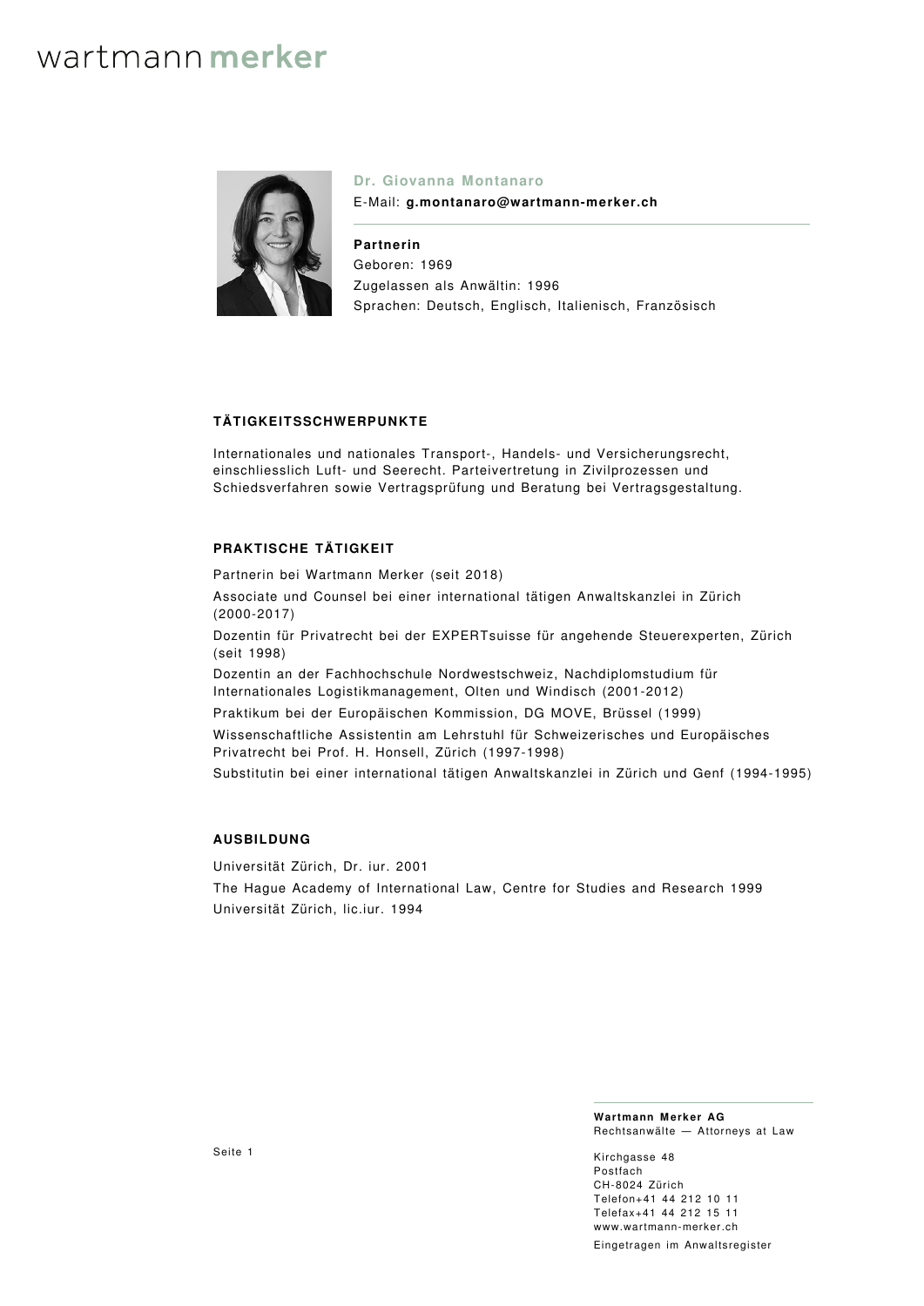wartmann merker

**Dr. Giovanna Montanaro**

E-Mail: **g.montanaro@wartmann-merker.ch**

**Partnerin**
Geboren: 1969
Zugelassen als Anwältin: 1996
Sprachen: Deutsch, Englisch, Italienisch, Französisch

## TÄTIGKEITSSCHWERPUNKTE

Internationales und nationales Transport-, Handels- und Versicherungsrecht, einschliesslich Luft- und Seerecht. Parteivertretung in Zivilprozessen und Schiedsverfahren sowie Vertragsprüfung und Beratung bei Vertragsgestaltung.

## PRAKTISCHE TÄTIGKEIT

Partnerin bei Wartmann Merker (seit 2018)

Associate und Counsel bei einer international tätigen Anwaltskanzlei in Zürich (2000-2017)

Dozentin für Privatrecht bei der EXPERTsuisse für angehende Steuerexperten, Zürich (seit 1998)

Dozentin an der Fachhochschule Nordwestschweiz, Nachdiplomstudium für Internationales Logistikmanagement, Olten und Windisch (2001-2012)

Praktikum bei der Europäischen Kommission, DG MOVE, Brüssel (1999)

Wissenschaftliche Assistentin am Lehrstuhl für Schweizerisches und Europäisches Privatrecht bei Prof. H. Honsell, Zürich (1997-1998)

Substitutin bei einer international tätigen Anwaltskanzlei in Zürich und Genf (1994-1995)

## AUSBILDUNG

Universität Zürich, Dr. iur. 2001

The Hague Academy of International Law, Centre for Studies and Research 1999

Universität Zürich, lic.iur. 1994

**Wartmann Merker AG**
Rechtsanwälte — Attorneys at Law

Kirchgasse 48
Postfach
CH-8024 Zürich
Telefon+41 44 212 10 11
Telefax+41 44 212 15 11
www.wartmann-merker.ch

Eingetragen im Anwaltsregister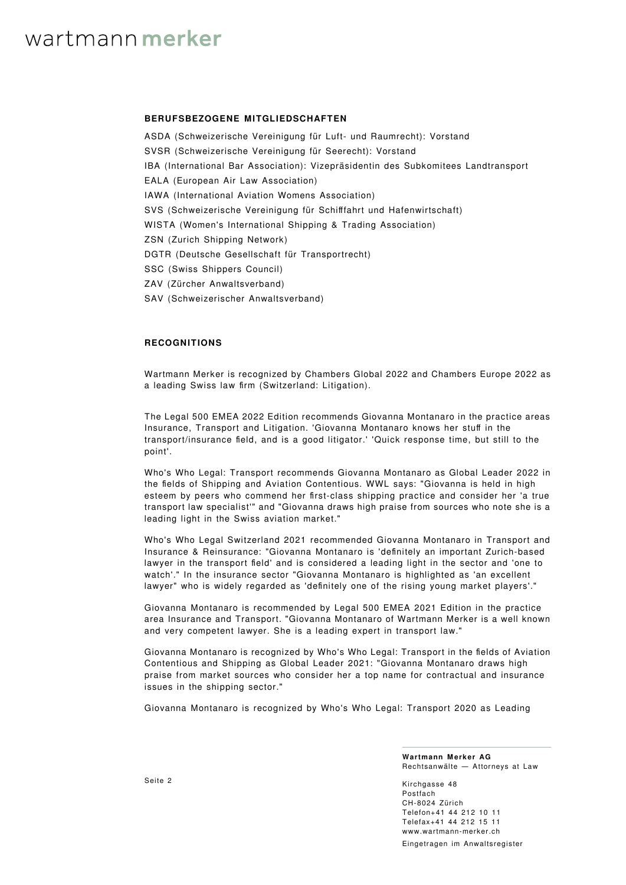### BERUFSBEZOGENE MITGLIEDSCHAFTEN

ASDA (Schweizerische Vereinigung für Luft- und Raumrecht): Vorstand
SVSR (Schweizerische Vereinigung für Seerecht): Vorstand
IBA (International Bar Association): Vizepräsidentin des Subkomitees Landtransport
EALA (European Air Law Association)
IAWA (International Aviation Womens Association)
SVS (Schweizerische Vereinigung für Schifffahrt und Hafenwirtschaft)
WISTA (Women's International Shipping & Trading Association)
ZSN (Zurich Shipping Network)
DGTR (Deutsche Gesellschaft für Transportrecht)
SSC (Swiss Shippers Council)
ZAV (Zürcher Anwaltsverband)
SAV (Schweizerischer Anwaltsverband)

### RECOGNITIONS

Wartmann Merker is recognized by Chambers Global 2022 and Chambers Europe 2022 as a leading Swiss law firm (Switzerland: Litigation).

The Legal 500 EMEA 2022 Edition recommends Giovanna Montanaro in the practice areas Insurance, Transport and Litigation. 'Giovanna Montanaro knows her stuff in the transport/insurance field, and is a good litigator.' 'Quick response time, but still to the point'.

Who's Who Legal: Transport recommends Giovanna Montanaro as Global Leader 2022 in the fields of Shipping and Aviation Contentious. WWL says: "Giovanna is held in high esteem by peers who commend her first-class shipping practice and consider her 'a true transport law specialist'" and "Giovanna draws high praise from sources who note she is a leading light in the Swiss aviation market."

Who's Who Legal Switzerland 2021 recommended Giovanna Montanaro in Transport and Insurance & Reinsurance: "Giovanna Montanaro is 'definitely an important Zurich-based lawyer in the transport field' and is considered a leading light in the sector and 'one to watch'." In the insurance sector "Giovanna Montanaro is highlighted as 'an excellent lawyer" who is widely regarded as 'definitely one of the rising young market players'."

Giovanna Montanaro is recommended by Legal 500 EMEA 2021 Edition in the practice area Insurance and Transport. "Giovanna Montanaro of Wartmann Merker is a well known and very competent lawyer. She is a leading expert in transport law."

Giovanna Montanaro is recognized by Who's Who Legal: Transport in the fields of Aviation Contentious and Shipping as Global Leader 2021: "Giovanna Montanaro draws high praise from market sources who consider her a top name for contractual and insurance issues in the shipping sector."

Giovanna Montanaro is recognized by Who's Who Legal: Transport 2020 as Leading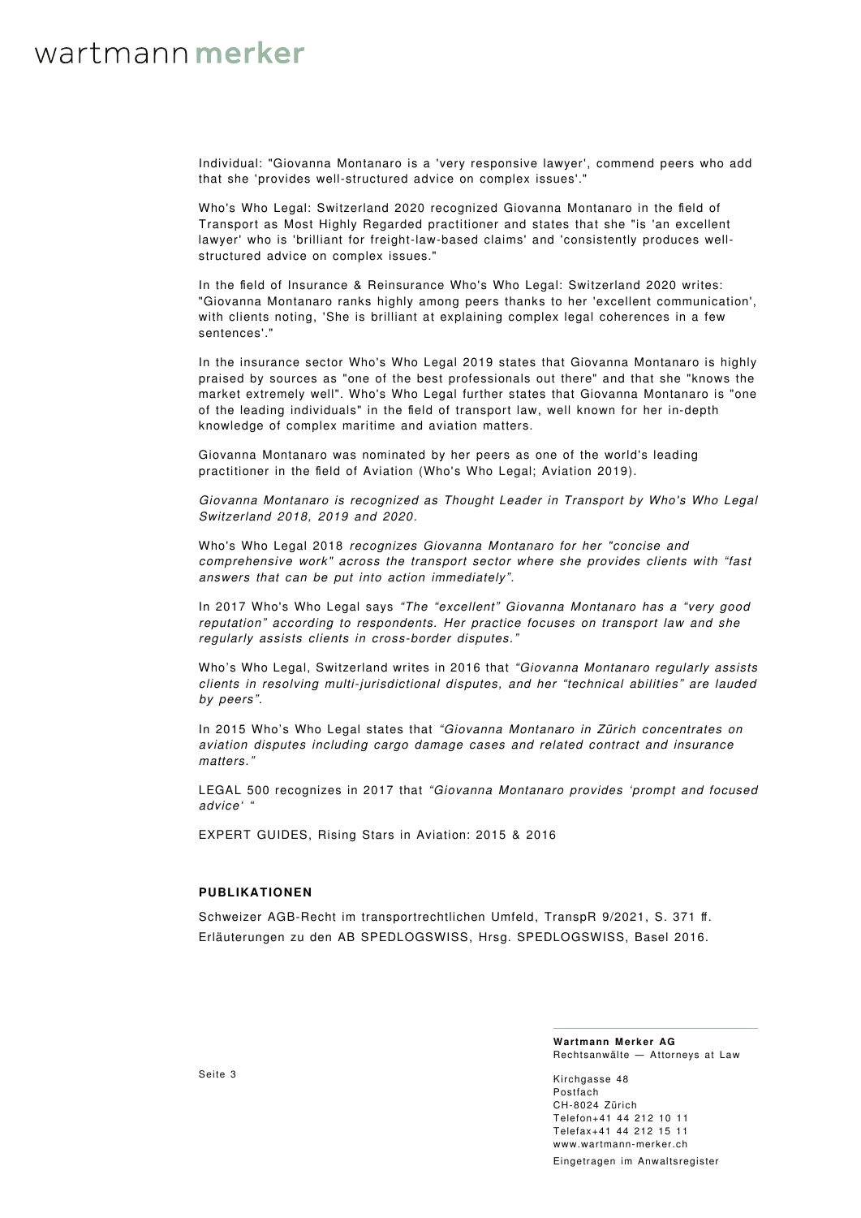Individual: "Giovanna Montanaro is a 'very responsive lawyer', commend peers who add that she 'provides well-structured advice on complex issues'."

Who's Who Legal: Switzerland 2020 recognized Giovanna Montanaro in the field of Transport as Most Highly Regarded practitioner and states that she "is 'an excellent lawyer' who is 'brilliant for freight-law-based claims' and 'consistently produces well-structured advice on complex issues."

In the field of Insurance & Reinsurance Who's Who Legal: Switzerland 2020 writes: "Giovanna Montanaro ranks highly among peers thanks to her 'excellent communication', with clients noting, 'She is brilliant at explaining complex legal coherences in a few sentences'."

In the insurance sector Who's Who Legal 2019 states that Giovanna Montanaro is highly praised by sources as "one of the best professionals out there" and that she "knows the market extremely well". Who's Who Legal further states that Giovanna Montanaro is "one of the leading individuals" in the field of transport law, well known for her in-depth knowledge of complex maritime and aviation matters.

Giovanna Montanaro was nominated by her peers as one of the world's leading practitioner in the field of Aviation (Who's Who Legal; Aviation 2019).

*Giovanna Montanaro is recognized as Thought Leader in Transport by Who's Who Legal Switzerland 2018, 2019 and 2020.*

Who's Who Legal 2018 *recognizes Giovanna Montanaro for her "concise and comprehensive work" across the transport sector where she provides clients with "fast answers that can be put into action immediately".*

In 2017 Who's Who Legal says *"The "excellent" Giovanna Montanaro has a "very good reputation" according to respondents. Her practice focuses on transport law and she regularly assists clients in cross-border disputes."*

Who's Who Legal, Switzerland writes in 2016 that *"Giovanna Montanaro regularly assists clients in resolving multi-jurisdictional disputes, and her "technical abilities" are lauded by peers".*

In 2015 Who's Who Legal states that *"Giovanna Montanaro in Zürich concentrates on aviation disputes including cargo damage cases and related contract and insurance matters."*

LEGAL 500 recognizes in 2017 that *"Giovanna Montanaro provides 'prompt and focused advice' "*

EXPERT GUIDES, Rising Stars in Aviation: 2015 & 2016

**PUBLIKATIONEN**

Schweizer AGB-Recht im transportrechtlichen Umfeld, TranspR 9/2021, S. 371 ff.
Erläuterungen zu den AB SPEDLOGSWISS, Hrsg. SPEDLOGSWISS, Basel 2016.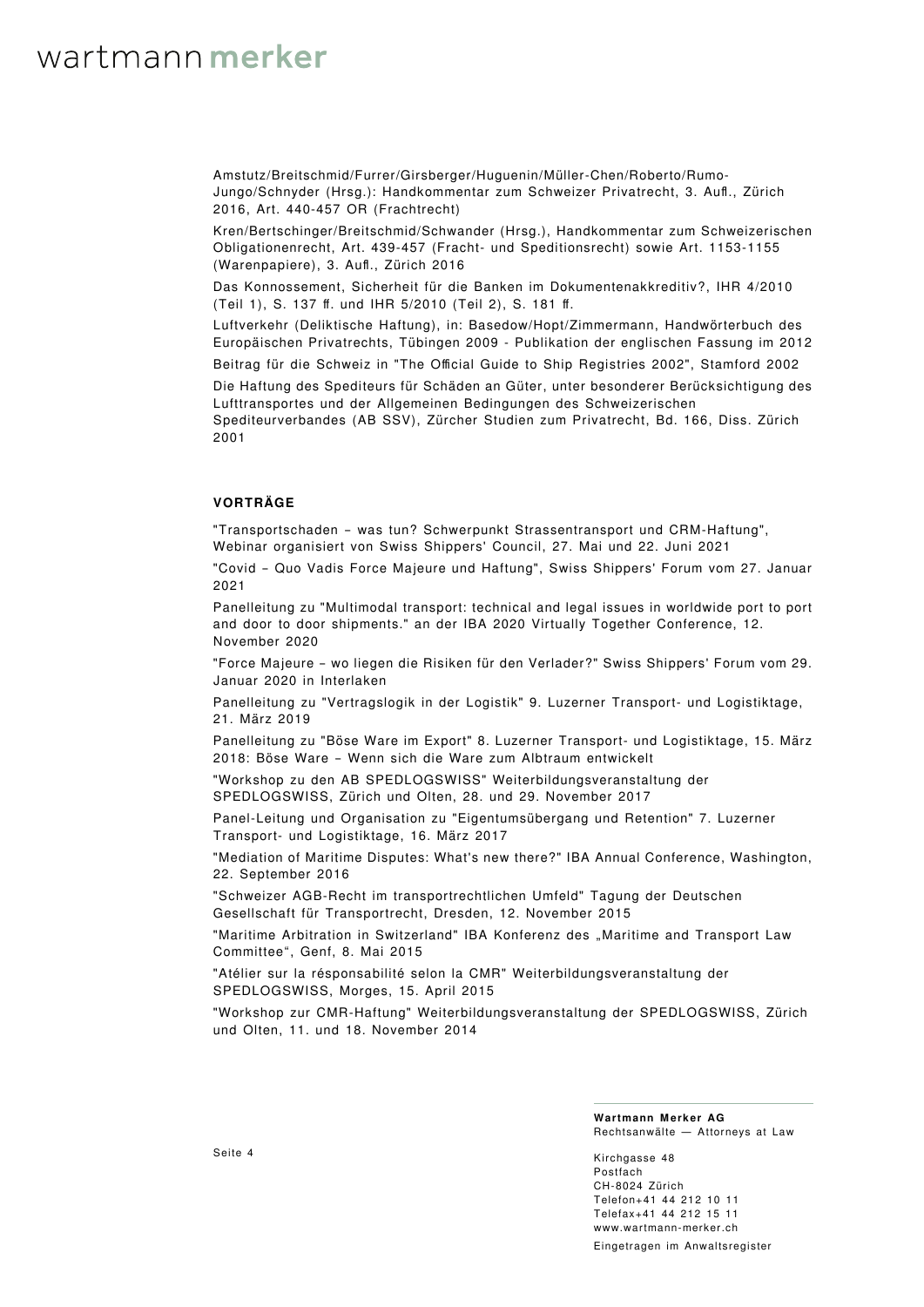Amstutz/Breitschmid/Furrer/Girsberger/Huguenin/Müller-Chen/Roberto/Rumo-Jungo/Schnyder (Hrsg.): Handkommentar zum Schweizer Privatrecht, 3. Aufl., Zürich 2016, Art. 440-457 OR (Frachtrecht)

Kren/Bertschinger/Breitschmid/Schwander (Hrsg.), Handkommentar zum Schweizerischen Obligationenrecht, Art. 439-457 (Fracht- und Speditionsrecht) sowie Art. 1153-1155 (Warenpapiere), 3. Aufl., Zürich 2016

Das Konnossement, Sicherheit für die Banken im Dokumentenakkreditiv?, IHR 4/2010 (Teil 1), S. 137 ff. und IHR 5/2010 (Teil 2), S. 181 ff.

Luftverkehr (Deliktische Haftung), in: Basedow/Hopt/Zimmermann, Handwörterbuch des Europäischen Privatrechts, Tübingen 2009 - Publikation der englischen Fassung im 2012

Beitrag für die Schweiz in "The Official Guide to Ship Registries 2002", Stamford 2002

Die Haftung des Spediteurs für Schäden an Güter, unter besonderer Berücksichtigung des Lufttransportes und der Allgemeinen Bedingungen des Schweizerischen Spediteurverbandes (AB SSV), Zürcher Studien zum Privatrecht, Bd. 166, Diss. Zürich 2001

## VORTRÄGE

"Transportschaden – was tun? Schwerpunkt Strassentransport und CRM-Haftung", Webinar organisiert von Swiss Shippers' Council, 27. Mai und 22. Juni 2021

"Covid – Quo Vadis Force Majeure und Haftung", Swiss Shippers' Forum vom 27. Januar 2021

Panelleitung zu "Multimodal transport: technical and legal issues in worldwide port to port and door to door shipments." an der IBA 2020 Virtually Together Conference, 12. November 2020

"Force Majeure – wo liegen die Risiken für den Verlader?" Swiss Shippers' Forum vom 29. Januar 2020 in Interlaken

Panelleitung zu "Vertragslogik in der Logistik" 9. Luzerner Transport- und Logistiktage, 21. März 2019

Panelleitung zu "Böse Ware im Export" 8. Luzerner Transport- und Logistiktage, 15. März 2018: Böse Ware – Wenn sich die Ware zum Albtraum entwickelt

"Workshop zu den AB SPEDLOGSWISS" Weiterbildungsveranstaltung der SPEDLOGSWISS, Zürich und Olten, 28. und 29. November 2017

Panel-Leitung und Organisation zu "Eigentumsübergang und Retention" 7. Luzerner Transport- und Logistiktage, 16. März 2017

"Mediation of Maritime Disputes: What's new there?" IBA Annual Conference, Washington, 22. September 2016

"Schweizer AGB-Recht im transportrechtlichen Umfeld" Tagung der Deutschen Gesellschaft für Transportrecht, Dresden, 12. November 2015

"Maritime Arbitration in Switzerland" IBA Konferenz des „Maritime and Transport Law Committee", Genf, 8. Mai 2015

"Atélier sur la résponsabilité selon la CMR" Weiterbildungsveranstaltung der SPEDLOGSWISS, Morges, 15. April 2015

"Workshop zur CMR-Haftung" Weiterbildungsveranstaltung der SPEDLOGSWISS, Zürich und Olten, 11. und 18. November 2014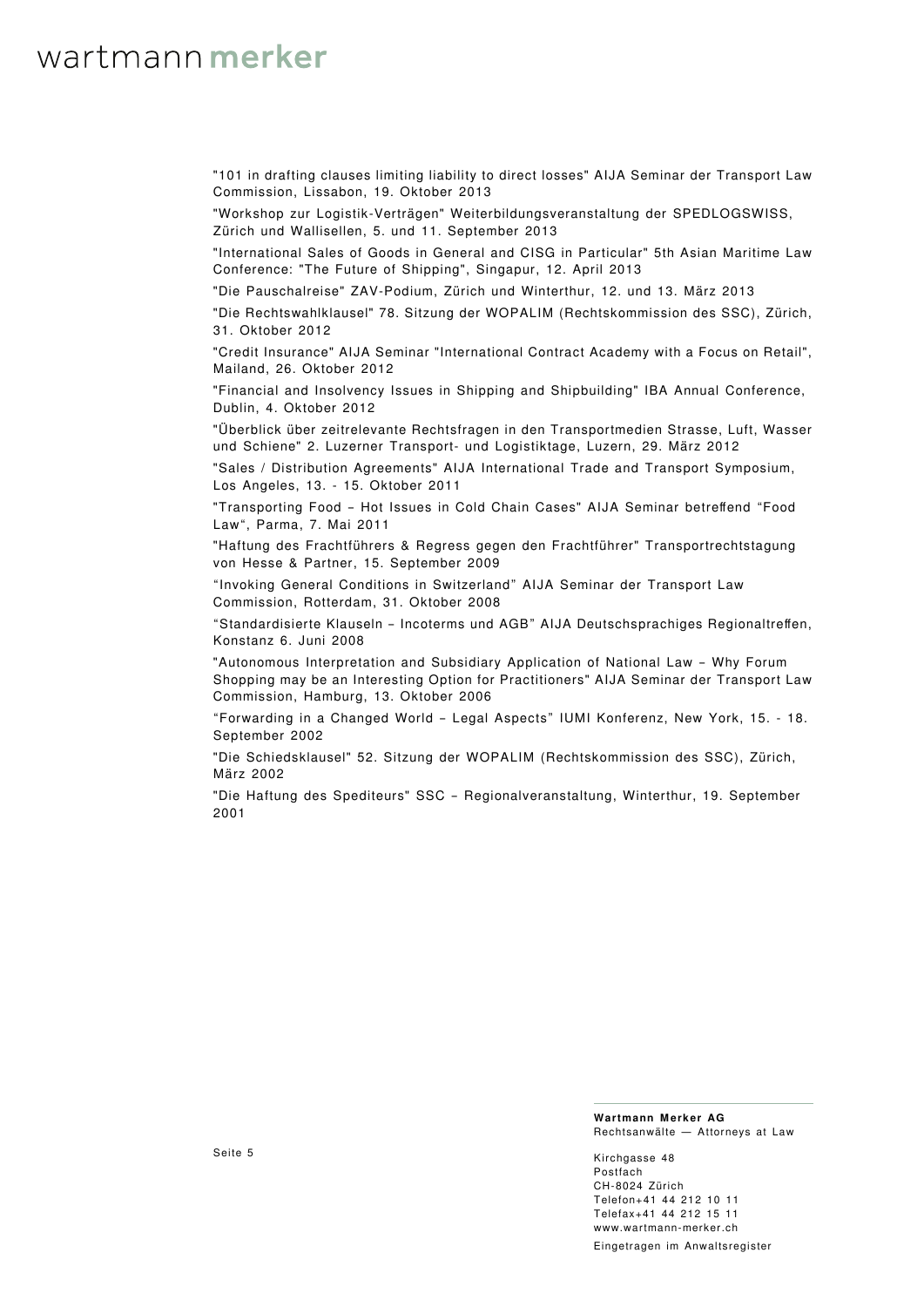"101 in drafting clauses limiting liability to direct losses" AIJA Seminar der Transport Law Commission, Lissabon, 19. Oktober 2013

"Workshop zur Logistik-Verträgen" Weiterbildungsveranstaltung der SPEDLOGSWISS, Zürich und Wallisellen, 5. und 11. September 2013

"International Sales of Goods in General and CISG in Particular" 5th Asian Maritime Law Conference: "The Future of Shipping", Singapur, 12. April 2013

"Die Pauschalreise" ZAV-Podium, Zürich und Winterthur, 12. und 13. März 2013

"Die Rechtswahlklausel" 78. Sitzung der WOPALIM (Rechtskommission des SSC), Zürich, 31. Oktober 2012

"Credit Insurance" AIJA Seminar "International Contract Academy with a Focus on Retail", Mailand, 26. Oktober 2012

"Financial and Insolvency Issues in Shipping and Shipbuilding" IBA Annual Conference, Dublin, 4. Oktober 2012

"Überblick über zeitrelevante Rechtsfragen in den Transportmedien Strasse, Luft, Wasser und Schiene" 2. Luzerner Transport- und Logistiktage, Luzern, 29. März 2012

"Sales / Distribution Agreements" AIJA International Trade and Transport Symposium, Los Angeles, 13. - 15. Oktober 2011

"Transporting Food – Hot Issues in Cold Chain Cases" AIJA Seminar betreffend "Food Law", Parma, 7. Mai 2011

"Haftung des Frachtführers & Regress gegen den Frachtführer" Transportrechtstagung von Hesse & Partner, 15. September 2009

"Invoking General Conditions in Switzerland" AIJA Seminar der Transport Law Commission, Rotterdam, 31. Oktober 2008

"Standardisierte Klauseln – Incoterms und AGB" AIJA Deutschsprachiges Regionaltreffen, Konstanz 6. Juni 2008

"Autonomous Interpretation and Subsidiary Application of National Law – Why Forum Shopping may be an Interesting Option for Practitioners" AIJA Seminar der Transport Law Commission, Hamburg, 13. Oktober 2006

"Forwarding in a Changed World – Legal Aspects" IUMI Konferenz, New York, 15. - 18. September 2002

"Die Schiedsklausel" 52. Sitzung der WOPALIM (Rechtskommission des SSC), Zürich, März 2002

"Die Haftung des Spediteurs" SSC – Regionalveranstaltung, Winterthur, 19. September 2001